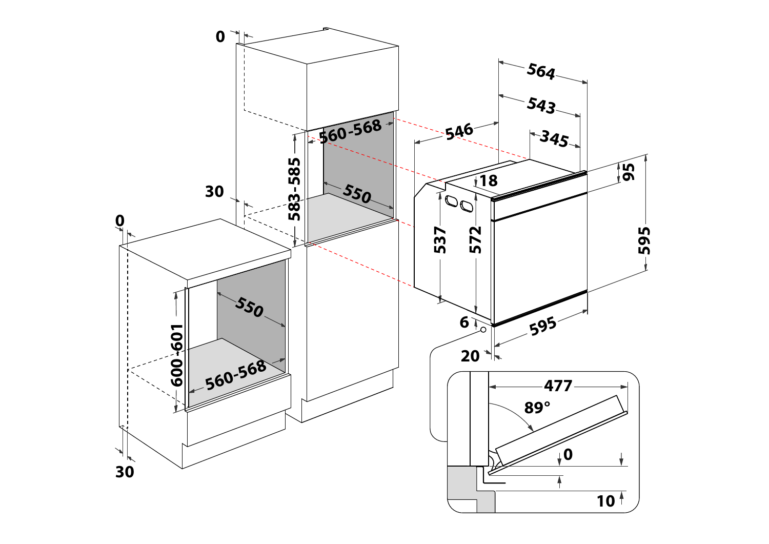0

0

30

30

560-568

583-585

550

550

600-601

560-568

546

564

543

345

18

95

537

572

595

6

595

20

477

89°

0

10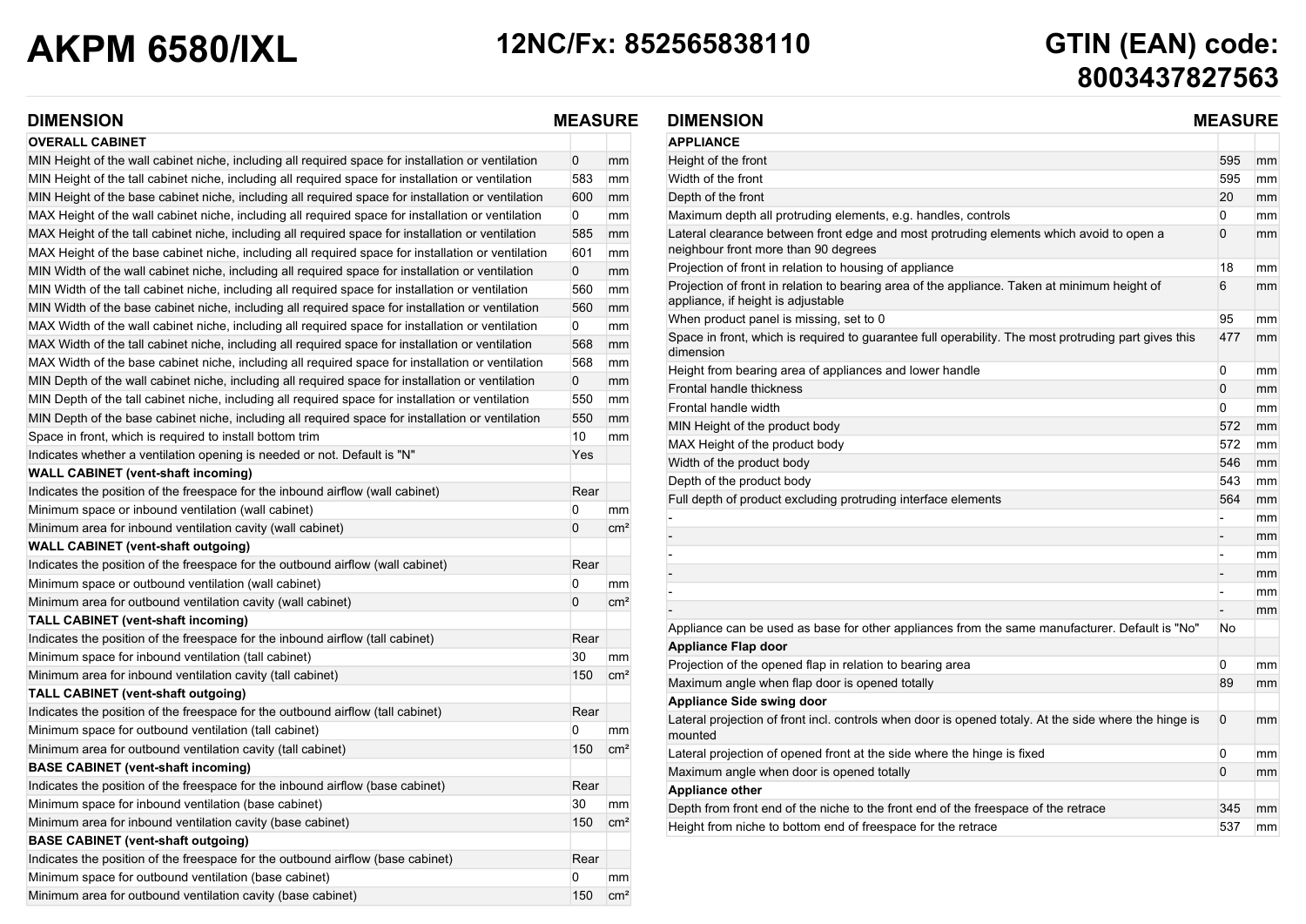# AKPM 6580/IXL

**12NC/Fx: 852565838110**

**GTIN (EAN) code: 8003437827563**

| DIMENSION | MEASURE | |
|---|---|---|
| **OVERALL CABINET** | | |
| MIN Height of the wall cabinet niche, including all required space for installation or ventilation | 0 | mm |
| MIN Height of the tall cabinet niche, including all required space for installation or ventilation | 583 | mm |
| MIN Height of the base cabinet niche, including all required space for installation or ventilation | 600 | mm |
| MAX Height of the wall cabinet niche, including all required space for installation or ventilation | 0 | mm |
| MAX Height of the tall cabinet niche, including all required space for installation or ventilation | 585 | mm |
| MAX Height of the base cabinet niche, including all required space for installation or ventilation | 601 | mm |
| MIN Width of the wall cabinet niche, including all required space for installation or ventilation | 0 | mm |
| MIN Width of the tall cabinet niche, including all required space for installation or ventilation | 560 | mm |
| MIN Width of the base cabinet niche, including all required space for installation or ventilation | 560 | mm |
| MAX Width of the wall cabinet niche, including all required space for installation or ventilation | 0 | mm |
| MAX Width of the tall cabinet niche, including all required space for installation or ventilation | 568 | mm |
| MAX Width of the base cabinet niche, including all required space for installation or ventilation | 568 | mm |
| MIN Depth of the wall cabinet niche, including all required space for installation or ventilation | 0 | mm |
| MIN Depth of the tall cabinet niche, including all required space for installation or ventilation | 550 | mm |
| MIN Depth of the base cabinet niche, including all required space for installation or ventilation | 550 | mm |
| Space in front, which is required to install bottom trim | 10 | mm |
| Indicates whether a ventilation opening is needed or not. Default is "N" | Yes | |
| **WALL CABINET (vent-shaft incoming)** | | |
| Indicates the position of the freespace for the inbound airflow (wall cabinet) | Rear | |
| Minimum space or inbound ventilation (wall cabinet) | 0 | mm |
| Minimum area for inbound ventilation cavity (wall cabinet) | 0 | cm² |
| **WALL CABINET (vent-shaft outgoing)** | | |
| Indicates the position of the freespace for the outbound airflow (wall cabinet) | Rear | |
| Minimum space or outbound ventilation (wall cabinet) | 0 | mm |
| Minimum area for outbound ventilation cavity (wall cabinet) | 0 | cm² |
| **TALL CABINET (vent-shaft incoming)** | | |
| Indicates the position of the freespace for the inbound airflow (tall cabinet) | Rear | |
| Minimum space for inbound ventilation (tall cabinet) | 30 | mm |
| Minimum area for inbound ventilation cavity (tall cabinet) | 150 | cm² |
| **TALL CABINET (vent-shaft outgoing)** | | |
| Indicates the position of the freespace for the outbound airflow (tall cabinet) | Rear | |
| Minimum space for outbound ventilation (tall cabinet) | 0 | mm |
| Minimum area for outbound ventilation cavity (tall cabinet) | 150 | cm² |
| **BASE CABINET (vent-shaft incoming)** | | |
| Indicates the position of the freespace for the inbound airflow (base cabinet) | Rear | |
| Minimum space for inbound ventilation (base cabinet) | 30 | mm |
| Minimum area for inbound ventilation cavity (base cabinet) | 150 | cm² |
| **BASE CABINET (vent-shaft outgoing)** | | |
| Indicates the position of the freespace for the outbound airflow (base cabinet) | Rear | |
| Minimum space for outbound ventilation (base cabinet) | 0 | mm |
| Minimum area for outbound ventilation cavity (base cabinet) | 150 | cm² |

| DIMENSION | MEASURE | |
|---|---|---|
| **APPLIANCE** | | |
| Height of the front | 595 | mm |
| Width of the front | 595 | mm |
| Depth of the front | 20 | mm |
| Maximum depth all protruding elements, e.g. handles, controls | 0 | mm |
| Lateral clearance between front edge and most protruding elements which avoid to open a neighbour front more than 90 degrees | 0 | mm |
| Projection of front in relation to housing of appliance | 18 | mm |
| Projection of front in relation to bearing area of the appliance. Taken at minimum height of appliance, if height is adjustable | 6 | mm |
| When product panel is missing, set to 0 | 95 | mm |
| Space in front, which is required to guarantee full operability. The most protruding part gives this dimension | 477 | mm |
| Height from bearing area of appliances and lower handle | 0 | mm |
| Frontal handle thickness | 0 | mm |
| Frontal handle width | 0 | mm |
| MIN Height of the product body | 572 | mm |
| MAX Height of the product body | 572 | mm |
| Width of the product body | 546 | mm |
| Depth of the product body | 543 | mm |
| Full depth of product excluding protruding interface elements | 564 | mm |
| - | - | mm |
| - | - | mm |
| - | - | mm |
| - | - | mm |
| - | - | mm |
| - | - | mm |
| Appliance can be used as base for other appliances from the same manufacturer. Default is "No" | No | |
| **Appliance Flap door** | | |
| Projection of the opened flap in relation to bearing area | 0 | mm |
| Maximum angle when flap door is opened totally | 89 | mm |
| **Appliance Side swing door** | | |
| Lateral projection of front incl. controls when door is opened totaly. At the side where the hinge is mounted | 0 | mm |
| Lateral projection of opened front at the side where the hinge is fixed | 0 | mm |
| Maximum angle when door is opened totally | 0 | mm |
| **Appliance other** | | |
| Depth from front end of the niche to the front end of the freespace of the retrace | 345 | mm |
| Height from niche to bottom end of freespace for the retrace | 537 | mm |